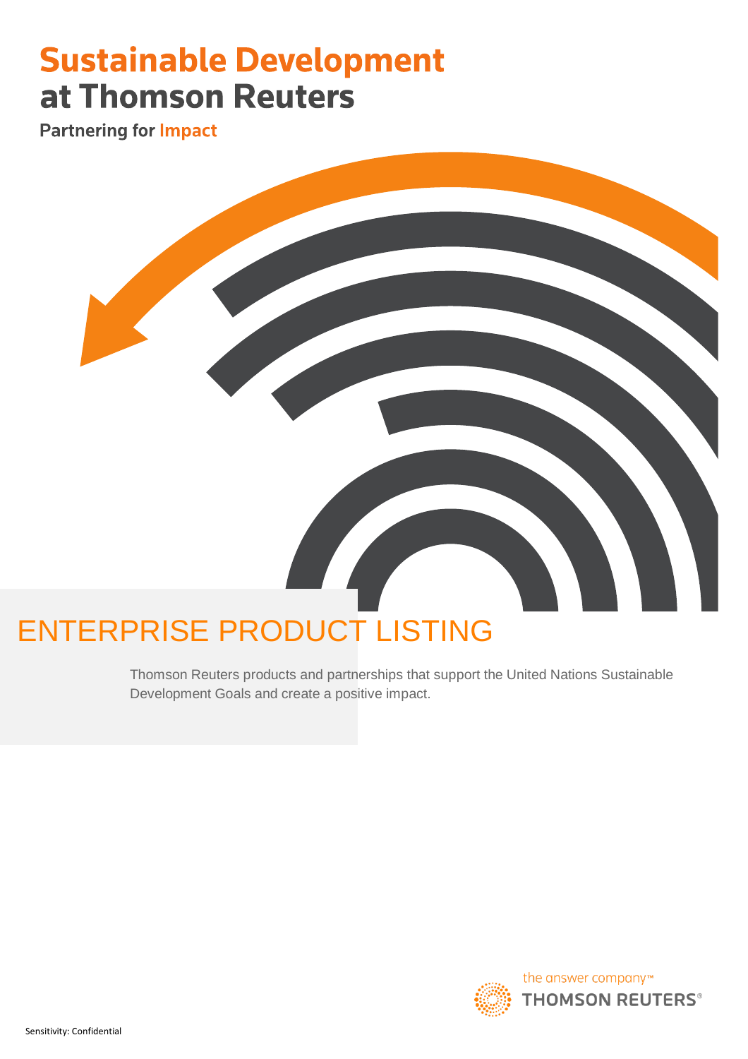# Sustainable Development at Thomson Reuters

**Partnering for Impact**

## ENTERPRISE PRODUCT LISTING

Thomson Reuters products and partnerships that support the United Nations Sustainable Development Goals and create a positive impact.

the answer company™
THOMSON REUTERS®

Sensitivity: Confidential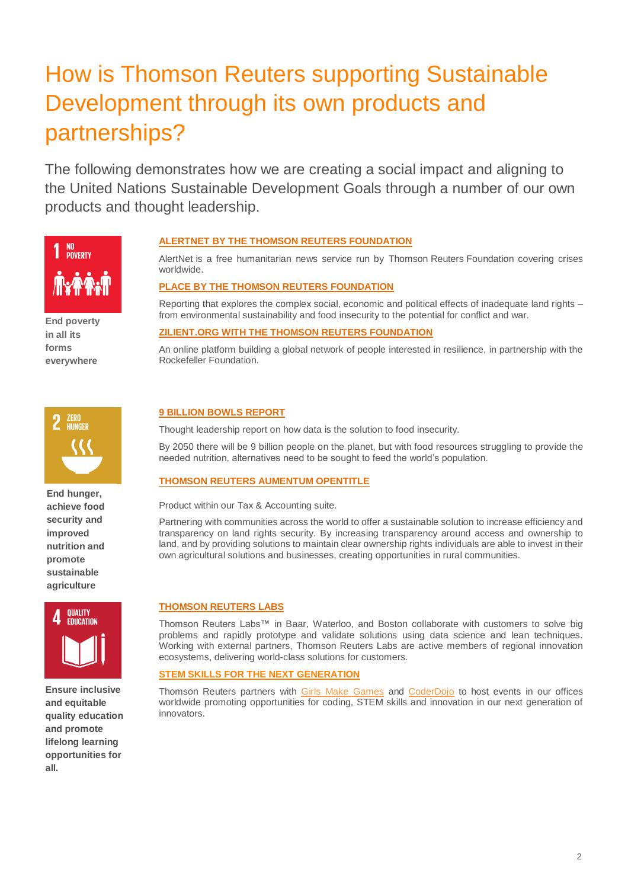# How is Thomson Reuters supporting Sustainable Development through its own products and partnerships?

The following demonstrates how we are creating a social impact and aligning to the United Nations Sustainable Development Goals through a number of our own products and thought leadership.

**1 NO POVERTY**

**End poverty in all its forms everywhere**

### ALERTNET BY THE THOMSON REUTERS FOUNDATION

AlertNet is a free humanitarian news service run by Thomson Reuters Foundation covering crises worldwide.

### PLACE BY THE THOMSON REUTERS FOUNDATION

Reporting that explores the complex social, economic and political effects of inadequate land rights – from environmental sustainability and food insecurity to the potential for conflict and war.

### ZILIENT.ORG WITH THE THOMSON REUTERS FOUNDATION

An online platform building a global network of people interested in resilience, in partnership with the Rockefeller Foundation.

**2 ZERO HUNGER**

**End hunger, achieve food security and improved nutrition and promote sustainable agriculture**

### 9 BILLION BOWLS REPORT

Thought leadership report on how data is the solution to food insecurity.

By 2050 there will be 9 billion people on the planet, but with food resources struggling to provide the needed nutrition, alternatives need to be sought to feed the world's population.

### THOMSON REUTERS AUMENTUM OPENTITLE

Product within our Tax & Accounting suite.

Partnering with communities across the world to offer a sustainable solution to increase efficiency and transparency on land rights security. By increasing transparency around access and ownership to land, and by providing solutions to maintain clear ownership rights individuals are able to invest in their own agricultural solutions and businesses, creating opportunities in rural communities.

**4 QUALITY EDUCATION**

**Ensure inclusive and equitable quality education and promote lifelong learning opportunities for all.**

### THOMSON REUTERS LABS

Thomson Reuters Labs™ in Baar, Waterloo, and Boston collaborate with customers to solve big problems and rapidly prototype and validate solutions using data science and lean techniques. Working with external partners, Thomson Reuters Labs are active members of regional innovation ecosystems, delivering world-class solutions for customers.

### STEM SKILLS FOR THE NEXT GENERATION

Thomson Reuters partners with Girls Make Games and CoderDojo to host events in our offices worldwide promoting opportunities for coding, STEM skills and innovation in our next generation of innovators.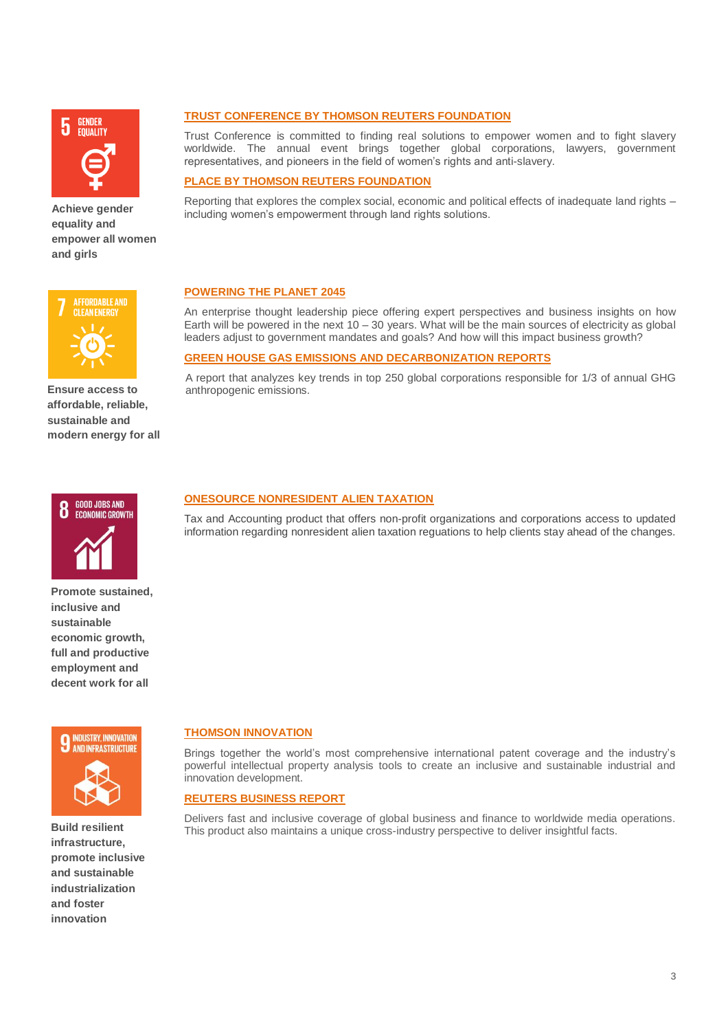**Achieve gender equality and empower all women and girls**

## TRUST CONFERENCE BY THOMSON REUTERS FOUNDATION

Trust Conference is committed to finding real solutions to empower women and to fight slavery worldwide. The annual event brings together global corporations, lawyers, government representatives, and pioneers in the field of women's rights and anti-slavery.

## PLACE BY THOMSON REUTERS FOUNDATION

Reporting that explores the complex social, economic and political effects of inadequate land rights – including women's empowerment through land rights solutions.

**Ensure access to affordable, reliable, sustainable and modern energy for all**

## POWERING THE PLANET 2045

An enterprise thought leadership piece offering expert perspectives and business insights on how Earth will be powered in the next 10 – 30 years. What will be the main sources of electricity as global leaders adjust to government mandates and goals? And how will this impact business growth?

## GREEN HOUSE GAS EMISSIONS AND DECARBONIZATION REPORTS

A report that analyzes key trends in top 250 global corporations responsible for 1/3 of annual GHG anthropogenic emissions.

**Promote sustained, inclusive and sustainable economic growth, full and productive employment and decent work for all**

## ONESOURCE NONRESIDENT ALIEN TAXATION

Tax and Accounting product that offers non-profit organizations and corporations access to updated information regarding nonresident alien taxation reguations to help clients stay ahead of the changes.

**Build resilient infrastructure, promote inclusive and sustainable industrialization and foster innovation**

## THOMSON INNOVATION

Brings together the world's most comprehensive international patent coverage and the industry's powerful intellectual property analysis tools to create an inclusive and sustainable industrial and innovation development.

## REUTERS BUSINESS REPORT

Delivers fast and inclusive coverage of global business and finance to worldwide media operations. This product also maintains a unique cross-industry perspective to deliver insightful facts.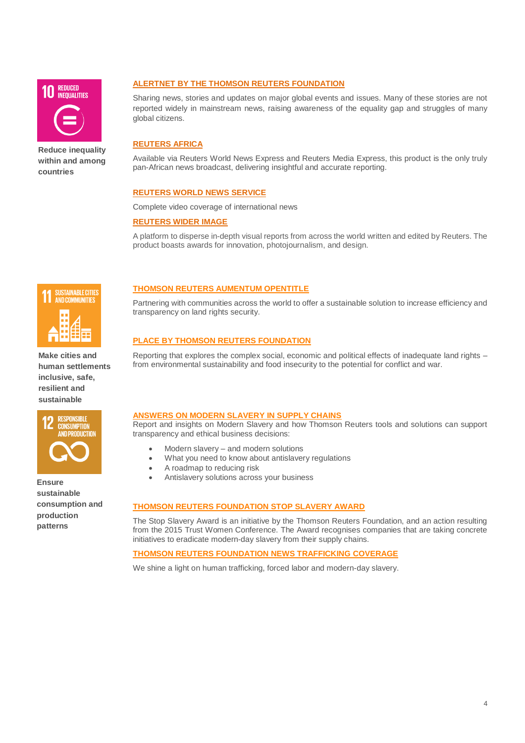**10 REDUCED INEQUALITIES**

**Reduce inequality within and among countries**

### ALERTNET BY THE THOMSON REUTERS FOUNDATION

Sharing news, stories and updates on major global events and issues. Many of these stories are not reported widely in mainstream news, raising awareness of the equality gap and struggles of many global citizens.

### REUTERS AFRICA

Available via Reuters World News Express and Reuters Media Express, this product is the only truly pan-African news broadcast, delivering insightful and accurate reporting.

### REUTERS WORLD NEWS SERVICE

Complete video coverage of international news

### REUTERS WIDER IMAGE

A platform to disperse in-depth visual reports from across the world written and edited by Reuters. The product boasts awards for innovation, photojournalism, and design.

**11 SUSTAINABLE CITIES AND COMMUNITIES**

**Make cities and human settlements inclusive, safe, resilient and sustainable**

### THOMSON REUTERS AUMENTUM OPENTITLE

Partnering with communities across the world to offer a sustainable solution to increase efficiency and transparency on land rights security.

### PLACE BY THOMSON REUTERS FOUNDATION

Reporting that explores the complex social, economic and political effects of inadequate land rights – from environmental sustainability and food insecurity to the potential for conflict and war.

**12 RESPONSIBLE CONSUMPTION AND PRODUCTION**

**Ensure sustainable consumption and production patterns**

### ANSWERS ON MODERN SLAVERY IN SUPPLY CHAINS

Report and insights on Modern Slavery and how Thomson Reuters tools and solutions can support transparency and ethical business decisions:

- Modern slavery – and modern solutions
- What you need to know about antislavery regulations
- A roadmap to reducing risk
- Antislavery solutions across your business

### THOMSON REUTERS FOUNDATION STOP SLAVERY AWARD

The Stop Slavery Award is an initiative by the Thomson Reuters Foundation, and an action resulting from the 2015 Trust Women Conference. The Award recognises companies that are taking concrete initiatives to eradicate modern-day slavery from their supply chains.

### THOMSON REUTERS FOUNDATION NEWS TRAFFICKING COVERAGE

We shine a light on human trafficking, forced labor and modern-day slavery.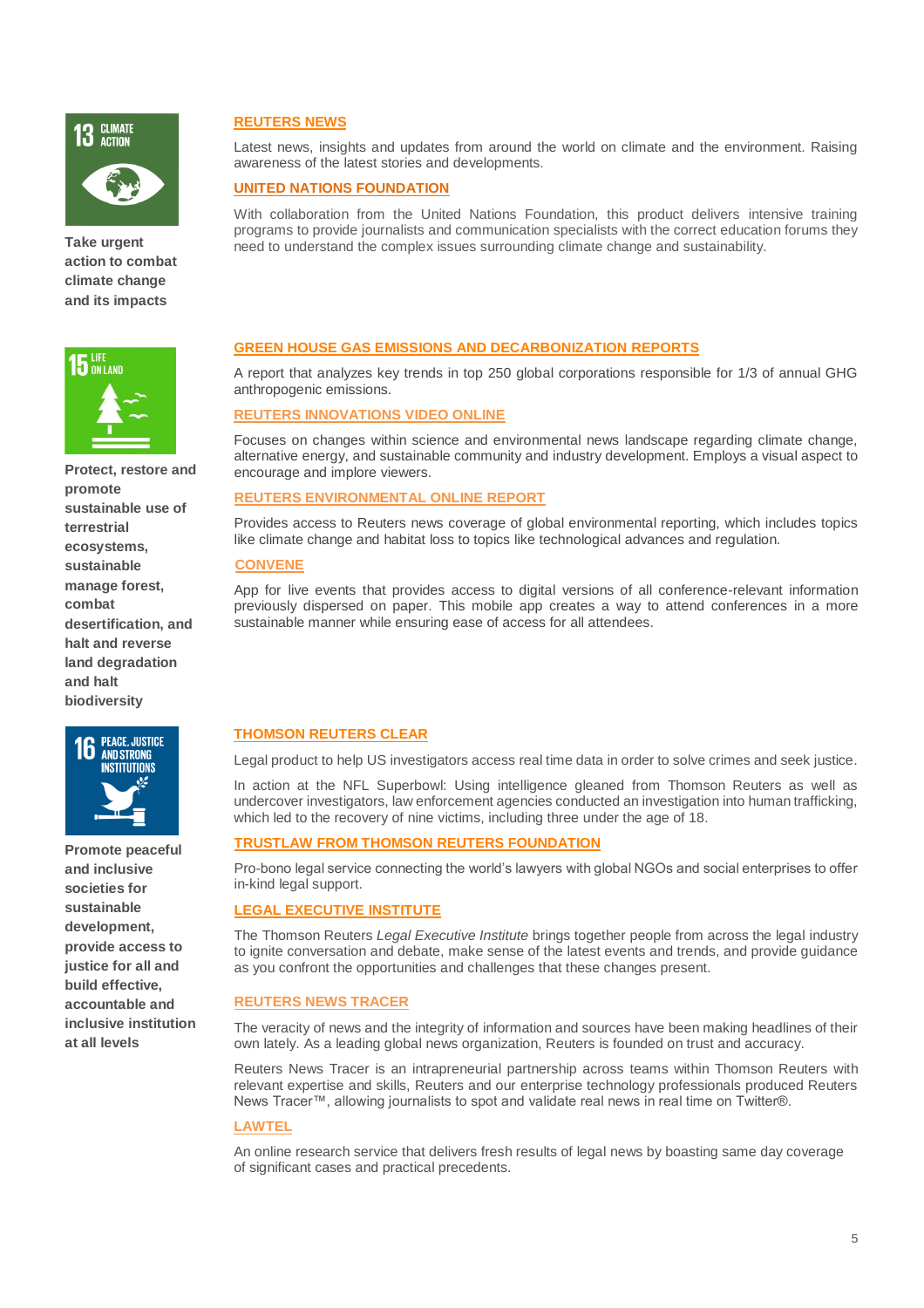**13 CLIMATE ACTION**

**Take urgent action to combat climate change and its impacts**

### REUTERS NEWS

Latest news, insights and updates from around the world on climate and the environment. Raising awareness of the latest stories and developments.

### UNITED NATIONS FOUNDATION

With collaboration from the United Nations Foundation, this product delivers intensive training programs to provide journalists and communication specialists with the correct education forums they need to understand the complex issues surrounding climate change and sustainability.

**15 LIFE ON LAND**

**Protect, restore and promote sustainable use of terrestrial ecosystems, sustainable manage forest, combat desertification, and halt and reverse land degradation and halt biodiversity**

### GREEN HOUSE GAS EMISSIONS AND DECARBONIZATION REPORTS

A report that analyzes key trends in top 250 global corporations responsible for 1/3 of annual GHG anthropogenic emissions.

### REUTERS INNOVATIONS VIDEO ONLINE

Focuses on changes within science and environmental news landscape regarding climate change, alternative energy, and sustainable community and industry development. Employs a visual aspect to encourage and implore viewers.

### REUTERS ENVIRONMENTAL ONLINE REPORT

Provides access to Reuters news coverage of global environmental reporting, which includes topics like climate change and habitat loss to topics like technological advances and regulation.

### CONVENE

App for live events that provides access to digital versions of all conference-relevant information previously dispersed on paper. This mobile app creates a way to attend conferences in a more sustainable manner while ensuring ease of access for all attendees.

**16 PEACE, JUSTICE AND STRONG INSTITUTIONS**

**Promote peaceful and inclusive societies for sustainable development, provide access to justice for all and build effective, accountable and inclusive institution at all levels**

### THOMSON REUTERS CLEAR

Legal product to help US investigators access real time data in order to solve crimes and seek justice.

In action at the NFL Superbowl: Using intelligence gleaned from Thomson Reuters as well as undercover investigators, law enforcement agencies conducted an investigation into human trafficking, which led to the recovery of nine victims, including three under the age of 18.

### TRUSTLAW FROM THOMSON REUTERS FOUNDATION

Pro-bono legal service connecting the world's lawyers with global NGOs and social enterprises to offer in-kind legal support.

### LEGAL EXECUTIVE INSTITUTE

The Thomson Reuters *Legal Executive Institute* brings together people from across the legal industry to ignite conversation and debate, make sense of the latest events and trends, and provide guidance as you confront the opportunities and challenges that these changes present.

### REUTERS NEWS TRACER

The veracity of news and the integrity of information and sources have been making headlines of their own lately. As a leading global news organization, Reuters is founded on trust and accuracy.

Reuters News Tracer is an intrapreneurial partnership across teams within Thomson Reuters with relevant expertise and skills, Reuters and our enterprise technology professionals produced Reuters News Tracer™, allowing journalists to spot and validate real news in real time on Twitter®.

### LAWTEL

An online research service that delivers fresh results of legal news by boasting same day coverage of significant cases and practical precedents.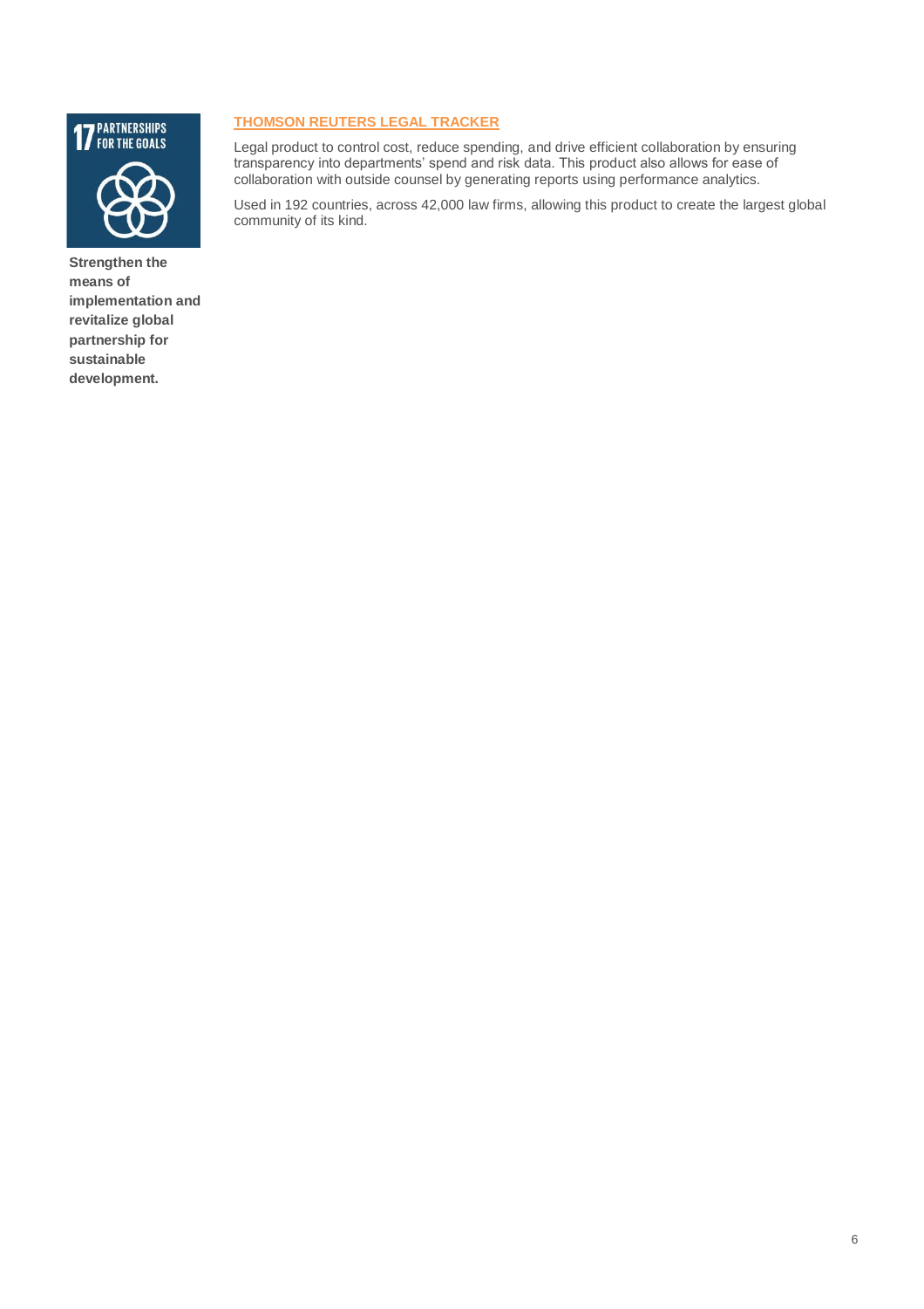**17 PARTNERSHIPS FOR THE GOALS**

**Strengthen the means of implementation and revitalize global partnership for sustainable development.**

## THOMSON REUTERS LEGAL TRACKER

Legal product to control cost, reduce spending, and drive efficient collaboration by ensuring transparency into departments' spend and risk data. This product also allows for ease of collaboration with outside counsel by generating reports using performance analytics.

Used in 192 countries, across 42,000 law firms, allowing this product to create the largest global community of its kind.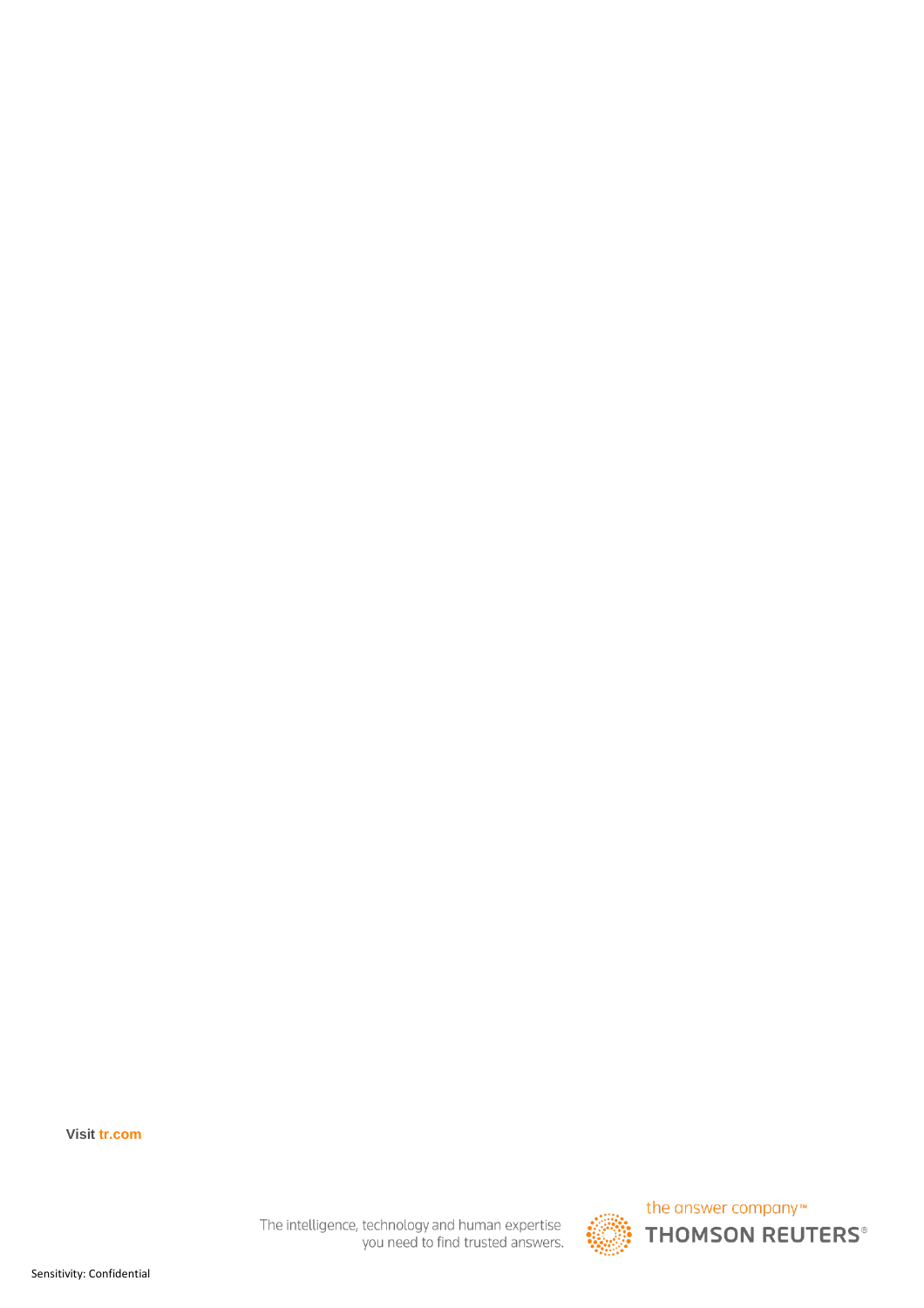**Visit tr.com**

The intelligence, technology and human expertise you need to find trusted answers.

the answer company™
THOMSON REUTERS®

Sensitivity: Confidential